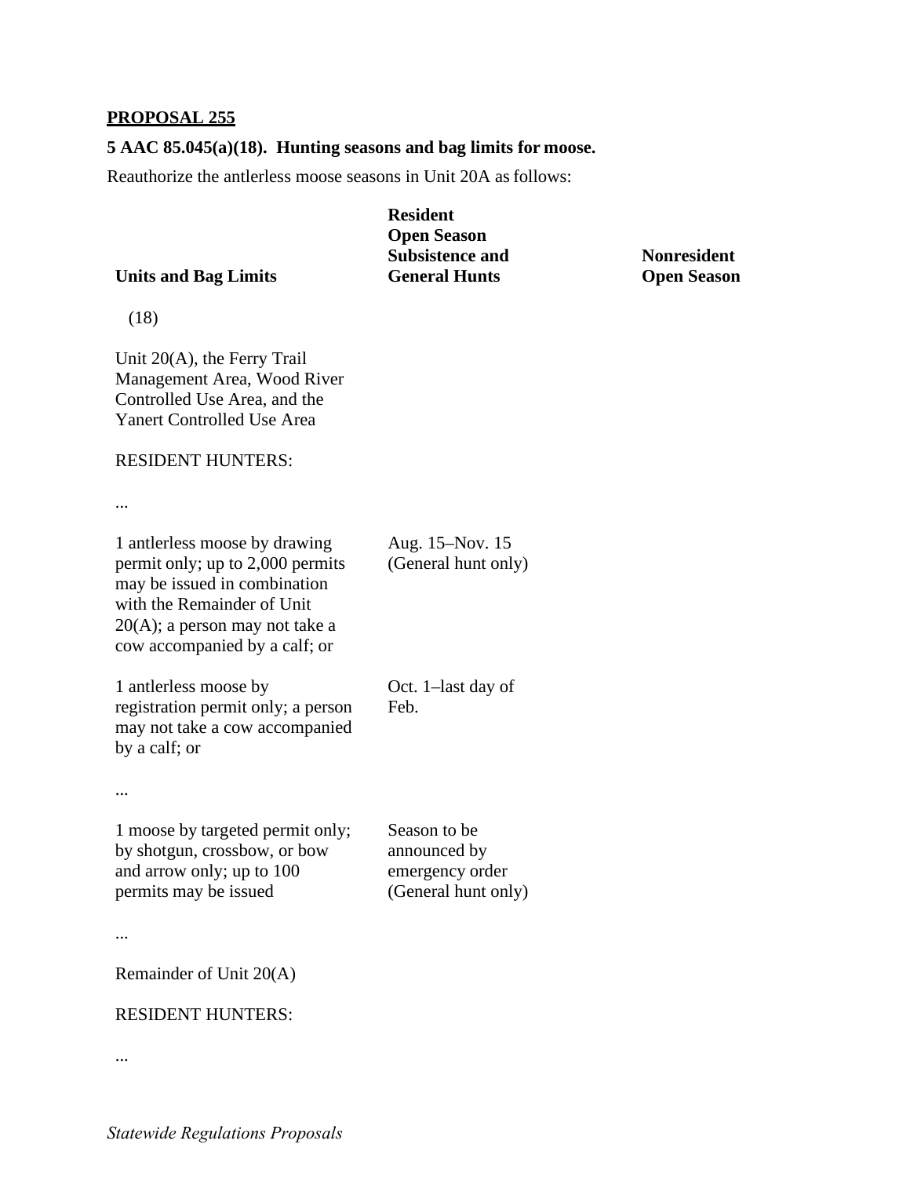**PROPOSAL 255**

**5 AAC 85.045(a)(18). Hunting seasons and bag limits for moose.**

Reauthorize the antlerless moose seasons in Unit 20A as follows:

| **Units and Bag Limits** | **Resident Open Season Subsistence and General Hunts** | **Nonresident Open Season** |
|---|---|---|
| (18) | | |
| Unit 20(A), the Ferry Trail Management Area, Wood River Controlled Use Area, and the Yanert Controlled Use Area | | |
| RESIDENT HUNTERS: | | |
| ... | | |
| 1 antlerless moose by drawing permit only; up to 2,000 permits may be issued in combination with the Remainder of Unit 20(A); a person may not take a cow accompanied by a calf; or | Aug. 15–Nov. 15 (General hunt only) | |
| 1 antlerless moose by registration permit only; a person may not take a cow accompanied by a calf; or | Oct. 1–last day of Feb. | |
| ... | | |
| 1 moose by targeted permit only; by shotgun, crossbow, or bow and arrow only; up to 100 permits may be issued | Season to be announced by emergency order (General hunt only) | |
| ... | | |
| Remainder of Unit 20(A) | | |
| RESIDENT HUNTERS: | | |
| ... | | |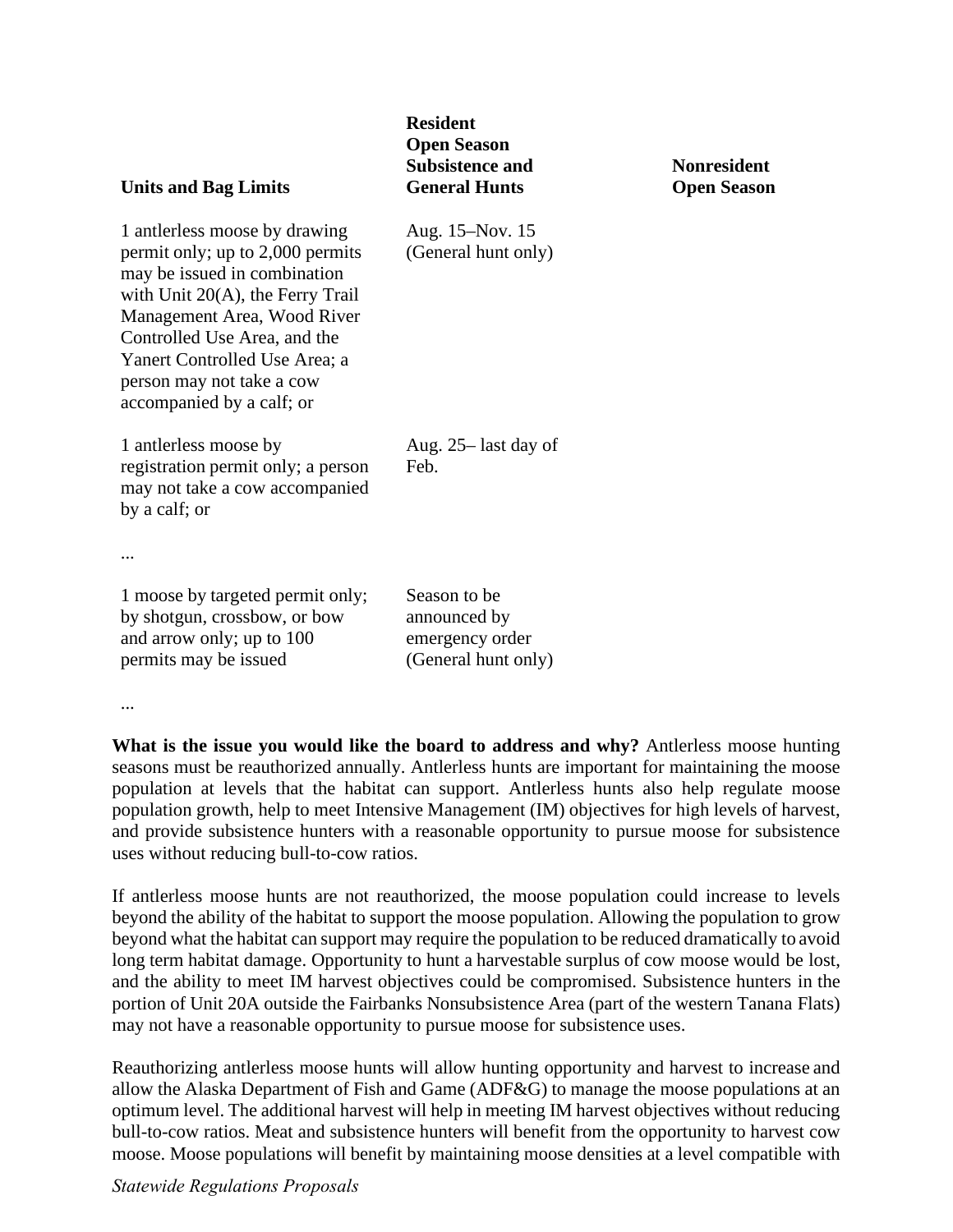| Units and Bag Limits | Resident Open Season Subsistence and General Hunts | Nonresident Open Season |
|---|---|---|
| 1 antlerless moose by drawing permit only; up to 2,000 permits may be issued in combination with Unit 20(A), the Ferry Trail Management Area, Wood River Controlled Use Area, and the Yanert Controlled Use Area; a person may not take a cow accompanied by a calf; or | Aug. 15–Nov. 15 (General hunt only) | |
| 1 antlerless moose by registration permit only; a person may not take a cow accompanied by a calf; or | Aug. 25– last day of Feb. | |
| ... | | |
| 1 moose by targeted permit only; by shotgun, crossbow, or bow and arrow only; up to 100 permits may be issued | Season to be announced by emergency order (General hunt only) | |
| ... | | |

**What is the issue you would like the board to address and why?** Antlerless moose hunting seasons must be reauthorized annually. Antlerless hunts are important for maintaining the moose population at levels that the habitat can support. Antlerless hunts also help regulate moose population growth, help to meet Intensive Management (IM) objectives for high levels of harvest, and provide subsistence hunters with a reasonable opportunity to pursue moose for subsistence uses without reducing bull-to-cow ratios.

If antlerless moose hunts are not reauthorized, the moose population could increase to levels beyond the ability of the habitat to support the moose population. Allowing the population to grow beyond what the habitat can support may require the population to be reduced dramatically to avoid long term habitat damage. Opportunity to hunt a harvestable surplus of cow moose would be lost, and the ability to meet IM harvest objectives could be compromised. Subsistence hunters in the portion of Unit 20A outside the Fairbanks Nonsubsistence Area (part of the western Tanana Flats) may not have a reasonable opportunity to pursue moose for subsistence uses.

Reauthorizing antlerless moose hunts will allow hunting opportunity and harvest to increase and allow the Alaska Department of Fish and Game (ADF&G) to manage the moose populations at an optimum level. The additional harvest will help in meeting IM harvest objectives without reducing bull-to-cow ratios. Meat and subsistence hunters will benefit from the opportunity to harvest cow moose. Moose populations will benefit by maintaining moose densities at a level compatible with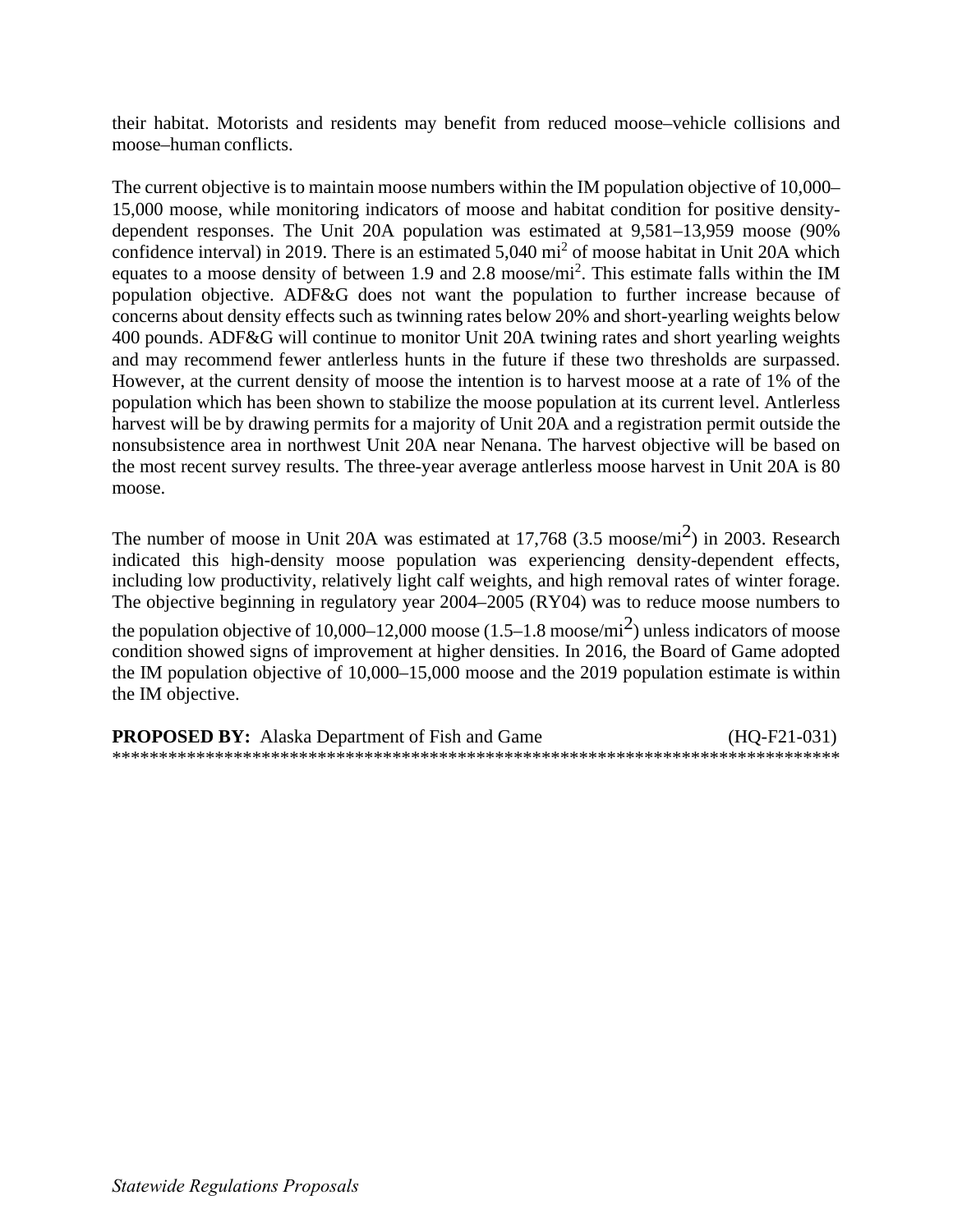their habitat. Motorists and residents may benefit from reduced moose–vehicle collisions and moose–human conflicts.

The current objective is to maintain moose numbers within the IM population objective of 10,000–15,000 moose, while monitoring indicators of moose and habitat condition for positive density-dependent responses. The Unit 20A population was estimated at 9,581–13,959 moose (90% confidence interval) in 2019. There is an estimated 5,040 mi$^2$ of moose habitat in Unit 20A which equates to a moose density of between 1.9 and 2.8 moose/mi$^2$. This estimate falls within the IM population objective. ADF&G does not want the population to further increase because of concerns about density effects such as twinning rates below 20% and short-yearling weights below 400 pounds. ADF&G will continue to monitor Unit 20A twining rates and short yearling weights and may recommend fewer antlerless hunts in the future if these two thresholds are surpassed. However, at the current density of moose the intention is to harvest moose at a rate of 1% of the population which has been shown to stabilize the moose population at its current level. Antlerless harvest will be by drawing permits for a majority of Unit 20A and a registration permit outside the nonsubsistence area in northwest Unit 20A near Nenana. The harvest objective will be based on the most recent survey results. The three-year average antlerless moose harvest in Unit 20A is 80 moose.

The number of moose in Unit 20A was estimated at 17,768 (3.5 moose/mi$^2$) in 2003. Research indicated this high-density moose population was experiencing density-dependent effects, including low productivity, relatively light calf weights, and high removal rates of winter forage. The objective beginning in regulatory year 2004–2005 (RY04) was to reduce moose numbers to the population objective of 10,000–12,000 moose (1.5–1.8 moose/mi$^2$) unless indicators of moose condition showed signs of improvement at higher densities. In 2016, the Board of Game adopted the IM population objective of 10,000–15,000 moose and the 2019 population estimate is within the IM objective.

**PROPOSED BY:** Alaska Department of Fish and Game (HQ-F21-031)

******************************************************************************